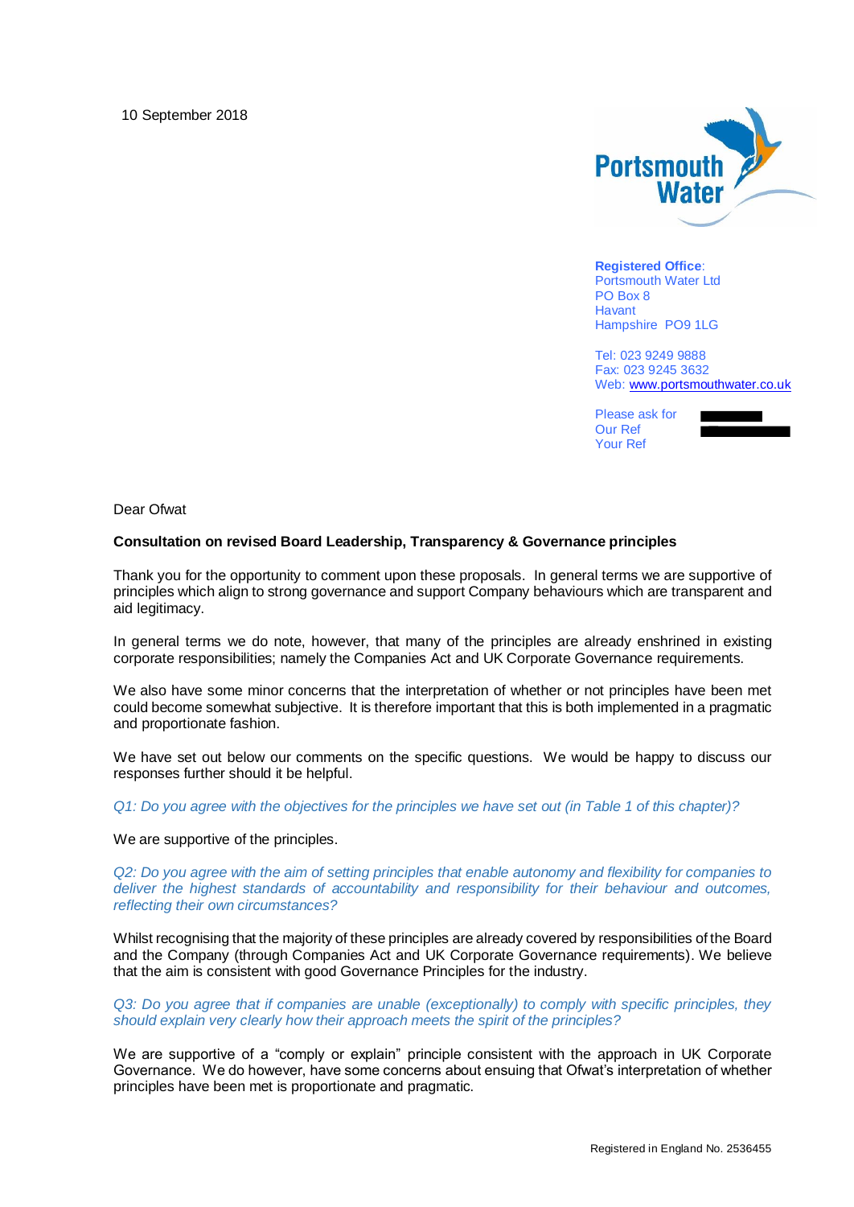10 September 2018

Portsmouth Water

**Registered Office**:
Portsmouth Water Ltd
PO Box 8
Havant
Hampshire PO9 1LG

Tel: 023 9249 9888
Fax: 023 9245 3632
Web: www.portsmouthwater.co.uk

Please ask for
Our Ref
Your Ref

Dear Ofwat

**Consultation on revised Board Leadership, Transparency & Governance principles**

Thank you for the opportunity to comment upon these proposals. In general terms we are supportive of principles which align to strong governance and support Company behaviours which are transparent and aid legitimacy.

In general terms we do note, however, that many of the principles are already enshrined in existing corporate responsibilities; namely the Companies Act and UK Corporate Governance requirements.

We also have some minor concerns that the interpretation of whether or not principles have been met could become somewhat subjective. It is therefore important that this is both implemented in a pragmatic and proportionate fashion.

We have set out below our comments on the specific questions. We would be happy to discuss our responses further should it be helpful.

*Q1: Do you agree with the objectives for the principles we have set out (in Table 1 of this chapter)?*

We are supportive of the principles.

*Q2: Do you agree with the aim of setting principles that enable autonomy and flexibility for companies to deliver the highest standards of accountability and responsibility for their behaviour and outcomes, reflecting their own circumstances?*

Whilst recognising that the majority of these principles are already covered by responsibilities of the Board and the Company (through Companies Act and UK Corporate Governance requirements). We believe that the aim is consistent with good Governance Principles for the industry.

*Q3: Do you agree that if companies are unable (exceptionally) to comply with specific principles, they should explain very clearly how their approach meets the spirit of the principles?*

We are supportive of a "comply or explain" principle consistent with the approach in UK Corporate Governance. We do however, have some concerns about ensuing that Ofwat's interpretation of whether principles have been met is proportionate and pragmatic.

Registered in England No. 2536455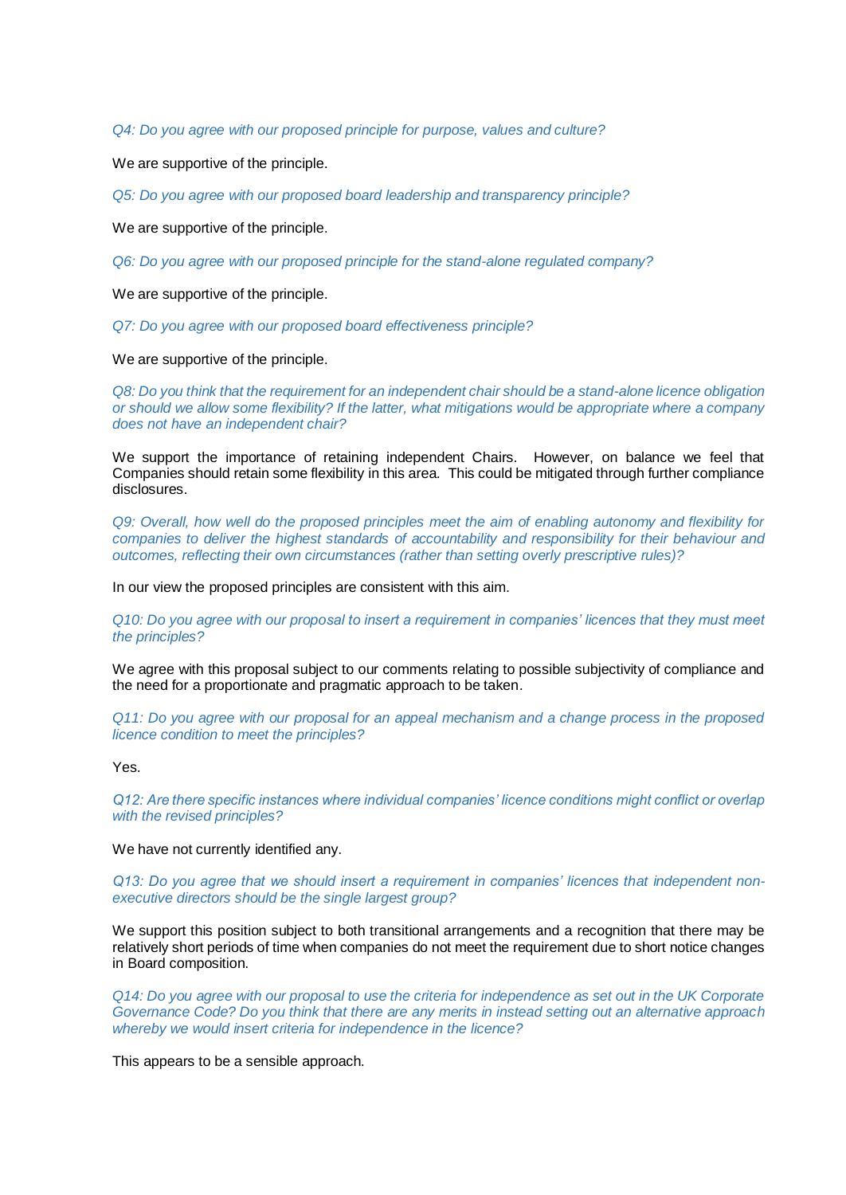*Q4: Do you agree with our proposed principle for purpose, values and culture?*

We are supportive of the principle.

*Q5: Do you agree with our proposed board leadership and transparency principle?*

We are supportive of the principle.

*Q6: Do you agree with our proposed principle for the stand-alone regulated company?*

We are supportive of the principle.

*Q7: Do you agree with our proposed board effectiveness principle?*

We are supportive of the principle.

*Q8: Do you think that the requirement for an independent chair should be a stand-alone licence obligation or should we allow some flexibility? If the latter, what mitigations would be appropriate where a company does not have an independent chair?*

We support the importance of retaining independent Chairs. However, on balance we feel that Companies should retain some flexibility in this area. This could be mitigated through further compliance disclosures.

*Q9: Overall, how well do the proposed principles meet the aim of enabling autonomy and flexibility for companies to deliver the highest standards of accountability and responsibility for their behaviour and outcomes, reflecting their own circumstances (rather than setting overly prescriptive rules)?*

In our view the proposed principles are consistent with this aim.

*Q10: Do you agree with our proposal to insert a requirement in companies' licences that they must meet the principles?*

We agree with this proposal subject to our comments relating to possible subjectivity of compliance and the need for a proportionate and pragmatic approach to be taken.

*Q11: Do you agree with our proposal for an appeal mechanism and a change process in the proposed licence condition to meet the principles?*

Yes.

*Q12: Are there specific instances where individual companies' licence conditions might conflict or overlap with the revised principles?*

We have not currently identified any.

*Q13: Do you agree that we should insert a requirement in companies' licences that independent non-executive directors should be the single largest group?*

We support this position subject to both transitional arrangements and a recognition that there may be relatively short periods of time when companies do not meet the requirement due to short notice changes in Board composition.

*Q14: Do you agree with our proposal to use the criteria for independence as set out in the UK Corporate Governance Code? Do you think that there are any merits in instead setting out an alternative approach whereby we would insert criteria for independence in the licence?*

This appears to be a sensible approach.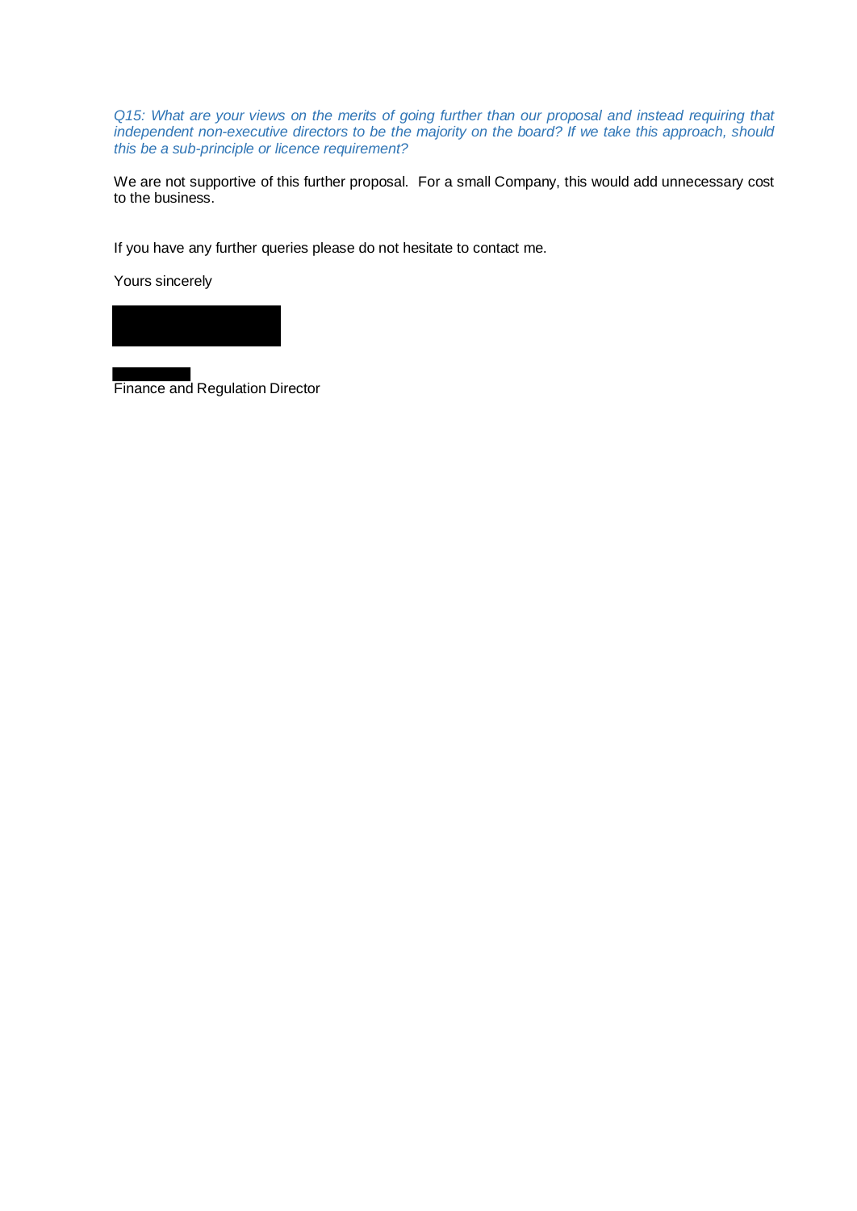*Q15: What are your views on the merits of going further than our proposal and instead requiring that independent non-executive directors to be the majority on the board? If we take this approach, should this be a sub-principle or licence requirement?*

We are not supportive of this further proposal. For a small Company, this would add unnecessary cost to the business.

If you have any further queries please do not hesitate to contact me.

Yours sincerely

Finance and Regulation Director